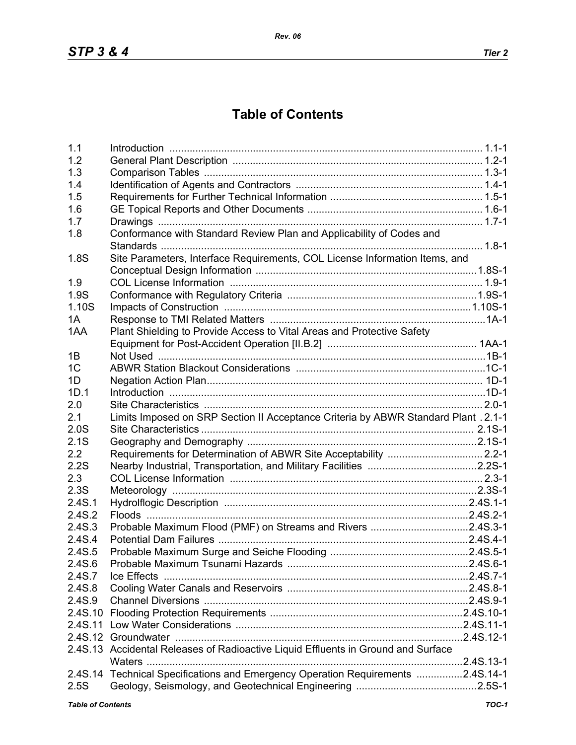# Table of Contents

| | | |
|---|---|---|
| 1.1 | Introduction | 1.1-1 |
| 1.2 | General Plant Description | 1.2-1 |
| 1.3 | Comparison Tables | 1.3-1 |
| 1.4 | Identification of Agents and Contractors | 1.4-1 |
| 1.5 | Requirements for Further Technical Information | 1.5-1 |
| 1.6 | GE Topical Reports and Other Documents | 1.6-1 |
| 1.7 | Drawings | 1.7-1 |
| 1.8 | Conformance with Standard Review Plan and Applicability of Codes and Standards | 1.8-1 |
| 1.8S | Site Parameters, Interface Requirements, COL License Information Items, and Conceptual Design Information | 1.8S-1 |
| 1.9 | COL License Information | 1.9-1 |
| 1.9S | Conformance with Regulatory Criteria | 1.9S-1 |
| 1.10S | Impacts of Construction | 1.10S-1 |
| 1A | Response to TMI Related Matters | 1A-1 |
| 1AA | Plant Shielding to Provide Access to Vital Areas and Protective Safety Equipment for Post-Accident Operation [II.B.2] | 1AA-1 |
| 1B | Not Used | 1B-1 |
| 1C | ABWR Station Blackout Considerations | 1C-1 |
| 1D | Negation Action Plan | 1D-1 |
| 1D.1 | Introduction | 1D-1 |
| 2.0 | Site Characteristics | 2.0-1 |
| 2.1 | Limits Imposed on SRP Section II Acceptance Criteria by ABWR Standard Plant | 2.1-1 |
| 2.0S | Site Characteristics | 2.1S-1 |
| 2.1S | Geography and Demography | 2.1S-1 |
| 2.2 | Requirements for Determination of ABWR Site Acceptability | 2.2-1 |
| 2.2S | Nearby Industrial, Transportation, and Military Facilities | 2.2S-1 |
| 2.3 | COL License Information | 2.3-1 |
| 2.3S | Meteorology | 2.3S-1 |
| 2.4S.1 | Hydrolflogic Description | 2.4S.1-1 |
| 2.4S.2 | Floods | 2.4S.2-1 |
| 2.4S.3 | Probable Maximum Flood (PMF) on Streams and Rivers | 2.4S.3-1 |
| 2.4S.4 | Potential Dam Failures | 2.4S.4-1 |
| 2.4S.5 | Probable Maximum Surge and Seiche Flooding | 2.4S.5-1 |
| 2.4S.6 | Probable Maximum Tsunami Hazards | 2.4S.6-1 |
| 2.4S.7 | Ice Effects | 2.4S.7-1 |
| 2.4S.8 | Cooling Water Canals and Reservoirs | 2.4S.8-1 |
| 2.4S.9 | Channel Diversions | 2.4S.9-1 |
| 2.4S.10 | Flooding Protection Requirements | 2.4S.10-1 |
| 2.4S.11 | Low Water Considerations | 2.4S.11-1 |
| 2.4S.12 | Groundwater | 2.4S.12-1 |
| 2.4S.13 | Accidental Releases of Radioactive Liquid Effluents in Ground and Surface Waters | 2.4S.13-1 |
| 2.4S.14 | Technical Specifications and Emergency Operation Requirements | 2.4S.14-1 |
| 2.5S | Geology, Seismology, and Geotechnical Engineering | 2.5S-1 |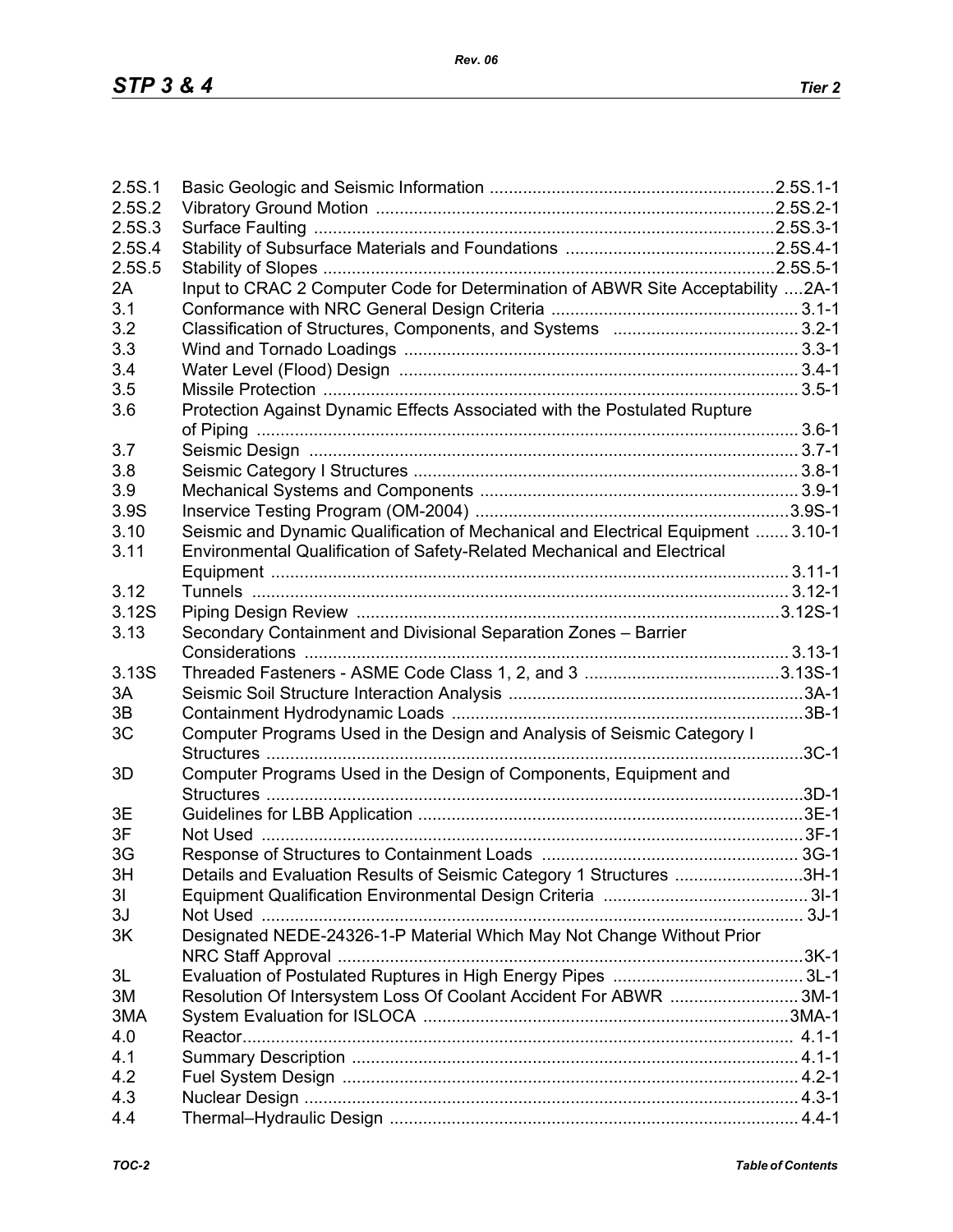| | | |
|---|---|---|
| 2.5S.1 | Basic Geologic and Seismic Information | 2.5S.1-1 |
| 2.5S.2 | Vibratory Ground Motion | 2.5S.2-1 |
| 2.5S.3 | Surface Faulting | 2.5S.3-1 |
| 2.5S.4 | Stability of Subsurface Materials and Foundations | 2.5S.4-1 |
| 2.5S.5 | Stability of Slopes | 2.5S.5-1 |
| 2A | Input to CRAC 2 Computer Code for Determination of ABWR Site Acceptability | 2A-1 |
| 3.1 | Conformance with NRC General Design Criteria | 3.1-1 |
| 3.2 | Classification of Structures, Components, and Systems | 3.2-1 |
| 3.3 | Wind and Tornado Loadings | 3.3-1 |
| 3.4 | Water Level (Flood) Design | 3.4-1 |
| 3.5 | Missile Protection | 3.5-1 |
| 3.6 | Protection Against Dynamic Effects Associated with the Postulated Rupture of Piping | 3.6-1 |
| 3.7 | Seismic Design | 3.7-1 |
| 3.8 | Seismic Category I Structures | 3.8-1 |
| 3.9 | Mechanical Systems and Components | 3.9-1 |
| 3.9S | Inservice Testing Program (OM-2004) | 3.9S-1 |
| 3.10 | Seismic and Dynamic Qualification of Mechanical and Electrical Equipment | 3.10-1 |
| 3.11 | Environmental Qualification of Safety-Related Mechanical and Electrical Equipment | 3.11-1 |
| 3.12 | Tunnels | 3.12-1 |
| 3.12S | Piping Design Review | 3.12S-1 |
| 3.13 | Secondary Containment and Divisional Separation Zones – Barrier Considerations | 3.13-1 |
| 3.13S | Threaded Fasteners - ASME Code Class 1, 2, and 3 | 3.13S-1 |
| 3A | Seismic Soil Structure Interaction Analysis | 3A-1 |
| 3B | Containment Hydrodynamic Loads | 3B-1 |
| 3C | Computer Programs Used in the Design and Analysis of Seismic Category I Structures | 3C-1 |
| 3D | Computer Programs Used in the Design of Components, Equipment and Structures | 3D-1 |
| 3E | Guidelines for LBB Application | 3E-1 |
| 3F | Not Used | 3F-1 |
| 3G | Response of Structures to Containment Loads | 3G-1 |
| 3H | Details and Evaluation Results of Seismic Category 1 Structures | 3H-1 |
| 3I | Equipment Qualification Environmental Design Criteria | 3I-1 |
| 3J | Not Used | 3J-1 |
| 3K | Designated NEDE-24326-1-P Material Which May Not Change Without Prior NRC Staff Approval | 3K-1 |
| 3L | Evaluation of Postulated Ruptures in High Energy Pipes | 3L-1 |
| 3M | Resolution Of Intersystem Loss Of Coolant Accident For ABWR | 3M-1 |
| 3MA | System Evaluation for ISLOCA | 3MA-1 |
| 4.0 | Reactor | 4.1-1 |
| 4.1 | Summary Description | 4.1-1 |
| 4.2 | Fuel System Design | 4.2-1 |
| 4.3 | Nuclear Design | 4.3-1 |
| 4.4 | Thermal–Hydraulic Design | 4.4-1 |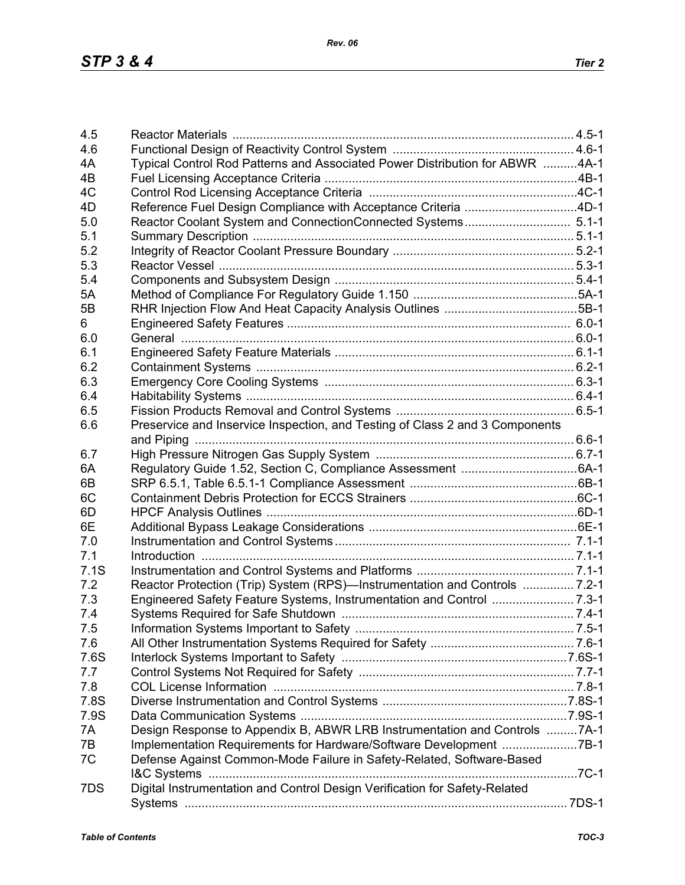| | | |
|---|---|---|
| 4.5 | Reactor Materials | 4.5-1 |
| 4.6 | Functional Design of Reactivity Control System | 4.6-1 |
| 4A | Typical Control Rod Patterns and Associated Power Distribution for ABWR | 4A-1 |
| 4B | Fuel Licensing Acceptance Criteria | 4B-1 |
| 4C | Control Rod Licensing Acceptance Criteria | 4C-1 |
| 4D | Reference Fuel Design Compliance with Acceptance Criteria | 4D-1 |
| 5.0 | Reactor Coolant System and ConnectionConnected Systems | 5.1-1 |
| 5.1 | Summary Description | 5.1-1 |
| 5.2 | Integrity of Reactor Coolant Pressure Boundary | 5.2-1 |
| 5.3 | Reactor Vessel | 5.3-1 |
| 5.4 | Components and Subsystem Design | 5.4-1 |
| 5A | Method of Compliance For Regulatory Guide 1.150 | 5A-1 |
| 5B | RHR Injection Flow And Heat Capacity Analysis Outlines | 5B-1 |
| 6 | Engineered Safety Features | 6.0-1 |
| 6.0 | General | 6.0-1 |
| 6.1 | Engineered Safety Feature Materials | 6.1-1 |
| 6.2 | Containment Systems | 6.2-1 |
| 6.3 | Emergency Core Cooling Systems | 6.3-1 |
| 6.4 | Habitability Systems | 6.4-1 |
| 6.5 | Fission Products Removal and Control Systems | 6.5-1 |
| 6.6 | Preservice and Inservice Inspection, and Testing of Class 2 and 3 Components and Piping | 6.6-1 |
| 6.7 | High Pressure Nitrogen Gas Supply System | 6.7-1 |
| 6A | Regulatory Guide 1.52, Section C, Compliance Assessment | 6A-1 |
| 6B | SRP 6.5.1, Table 6.5.1-1 Compliance Assessment | 6B-1 |
| 6C | Containment Debris Protection for ECCS Strainers | 6C-1 |
| 6D | HPCF Analysis Outlines | 6D-1 |
| 6E | Additional Bypass Leakage Considerations | 6E-1 |
| 7.0 | Instrumentation and Control Systems | 7.1-1 |
| 7.1 | Introduction | 7.1-1 |
| 7.1S | Instrumentation and Control Systems and Platforms | 7.1-1 |
| 7.2 | Reactor Protection (Trip) System (RPS)—Instrumentation and Controls | 7.2-1 |
| 7.3 | Engineered Safety Feature Systems, Instrumentation and Control | 7.3-1 |
| 7.4 | Systems Required for Safe Shutdown | 7.4-1 |
| 7.5 | Information Systems Important to Safety | 7.5-1 |
| 7.6 | All Other Instrumentation Systems Required for Safety | 7.6-1 |
| 7.6S | Interlock Systems Important to Safety | 7.6S-1 |
| 7.7 | Control Systems Not Required for Safety | 7.7-1 |
| 7.8 | COL License Information | 7.8-1 |
| 7.8S | Diverse Instrumentation and Control Systems | 7.8S-1 |
| 7.9S | Data Communication Systems | 7.9S-1 |
| 7A | Design Response to Appendix B, ABWR LRB Instrumentation and Controls | 7A-1 |
| 7B | Implementation Requirements for Hardware/Software Development | 7B-1 |
| 7C | Defense Against Common-Mode Failure in Safety-Related, Software-Based I&C Systems | 7C-1 |
| 7DS | Digital Instrumentation and Control Design Verification for Safety-Related Systems | 7DS-1 |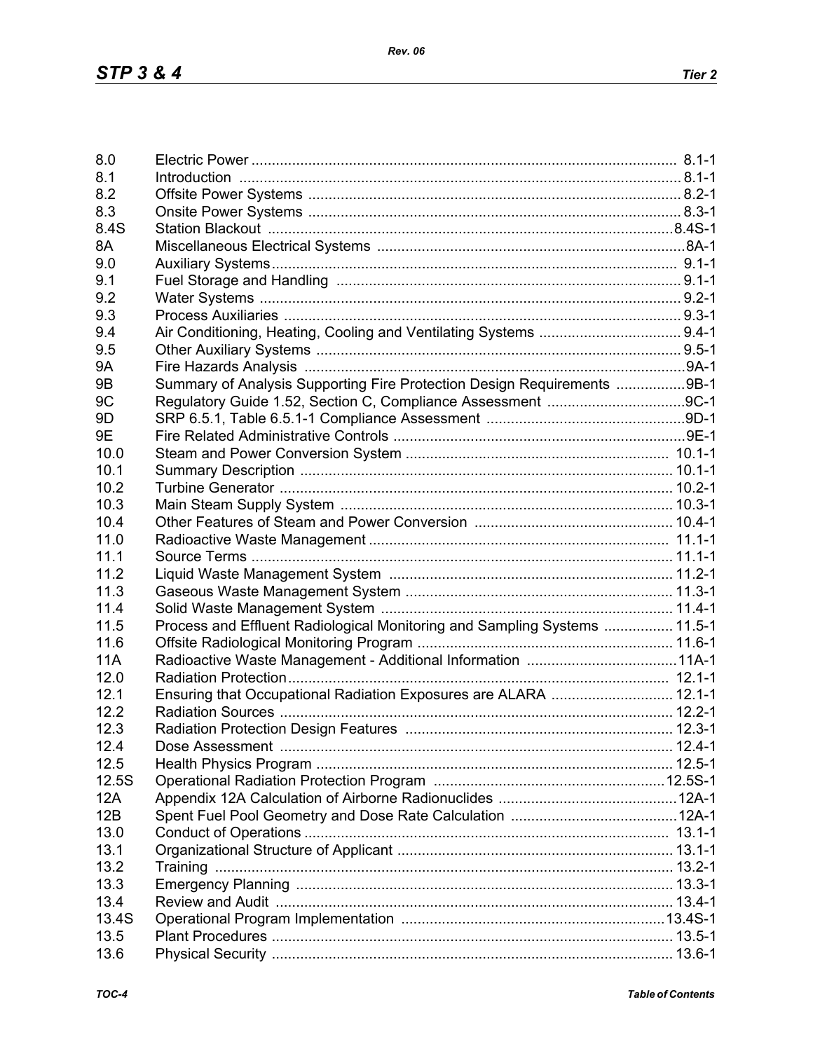| | | |
|---|---|---|
| 8.0 | Electric Power | 8.1-1 |
| 8.1 | Introduction | 8.1-1 |
| 8.2 | Offsite Power Systems | 8.2-1 |
| 8.3 | Onsite Power Systems | 8.3-1 |
| 8.4S | Station Blackout | 8.4S-1 |
| 8A | Miscellaneous Electrical Systems | 8A-1 |
| 9.0 | Auxiliary Systems | 9.1-1 |
| 9.1 | Fuel Storage and Handling | 9.1-1 |
| 9.2 | Water Systems | 9.2-1 |
| 9.3 | Process Auxiliaries | 9.3-1 |
| 9.4 | Air Conditioning, Heating, Cooling and Ventilating Systems | 9.4-1 |
| 9.5 | Other Auxiliary Systems | 9.5-1 |
| 9A | Fire Hazards Analysis | 9A-1 |
| 9B | Summary of Analysis Supporting Fire Protection Design Requirements | 9B-1 |
| 9C | Regulatory Guide 1.52, Section C, Compliance Assessment | 9C-1 |
| 9D | SRP 6.5.1, Table 6.5.1-1 Compliance Assessment | 9D-1 |
| 9E | Fire Related Administrative Controls | 9E-1 |
| 10.0 | Steam and Power Conversion System | 10.1-1 |
| 10.1 | Summary Description | 10.1-1 |
| 10.2 | Turbine Generator | 10.2-1 |
| 10.3 | Main Steam Supply System | 10.3-1 |
| 10.4 | Other Features of Steam and Power Conversion | 10.4-1 |
| 11.0 | Radioactive Waste Management | 11.1-1 |
| 11.1 | Source Terms | 11.1-1 |
| 11.2 | Liquid Waste Management System | 11.2-1 |
| 11.3 | Gaseous Waste Management System | 11.3-1 |
| 11.4 | Solid Waste Management System | 11.4-1 |
| 11.5 | Process and Effluent Radiological Monitoring and Sampling Systems | 11.5-1 |
| 11.6 | Offsite Radiological Monitoring Program | 11.6-1 |
| 11A | Radioactive Waste Management - Additional Information | 11A-1 |
| 12.0 | Radiation Protection | 12.1-1 |
| 12.1 | Ensuring that Occupational Radiation Exposures are ALARA | 12.1-1 |
| 12.2 | Radiation Sources | 12.2-1 |
| 12.3 | Radiation Protection Design Features | 12.3-1 |
| 12.4 | Dose Assessment | 12.4-1 |
| 12.5 | Health Physics Program | 12.5-1 |
| 12.5S | Operational Radiation Protection Program | 12.5S-1 |
| 12A | Appendix 12A Calculation of Airborne Radionuclides | 12A-1 |
| 12B | Spent Fuel Pool Geometry and Dose Rate Calculation | 12A-1 |
| 13.0 | Conduct of Operations | 13.1-1 |
| 13.1 | Organizational Structure of Applicant | 13.1-1 |
| 13.2 | Training | 13.2-1 |
| 13.3 | Emergency Planning | 13.3-1 |
| 13.4 | Review and Audit | 13.4-1 |
| 13.4S | Operational Program Implementation | 13.4S-1 |
| 13.5 | Plant Procedures | 13.5-1 |
| 13.6 | Physical Security | 13.6-1 |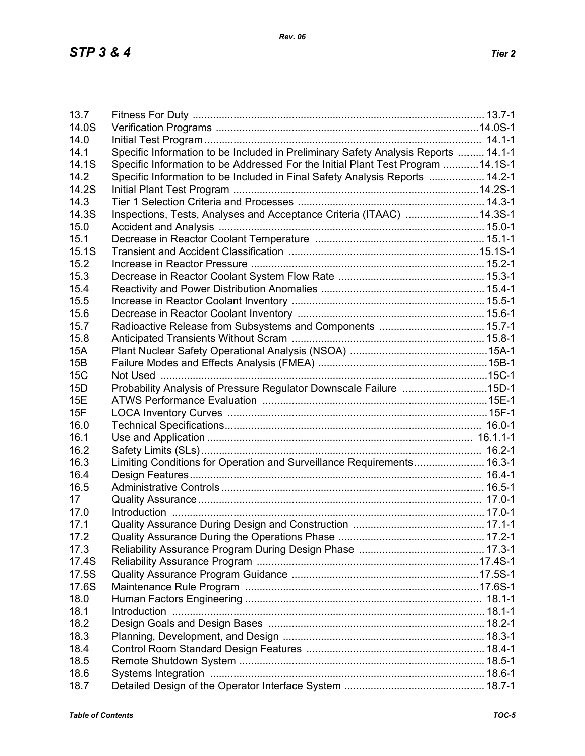| | | |
|---|---|---|
| 13.7 | Fitness For Duty | 13.7-1 |
| 14.0S | Verification Programs | 14.0S-1 |
| 14.0 | Initial Test Program | 14.1-1 |
| 14.1 | Specific Information to be Included in Preliminary Safety Analysis Reports | 14.1-1 |
| 14.1S | Specific Information to be Addressed For the Initial Plant Test Program | 14.1S-1 |
| 14.2 | Specific Information to be Included in Final Safety Analysis Reports | 14.2-1 |
| 14.2S | Initial Plant Test Program | 14.2S-1 |
| 14.3 | Tier 1 Selection Criteria and Processes | 14.3-1 |
| 14.3S | Inspections, Tests, Analyses and Acceptance Criteria (ITAAC) | 14.3S-1 |
| 15.0 | Accident and Analysis | 15.0-1 |
| 15.1 | Decrease in Reactor Coolant Temperature | 15.1-1 |
| 15.1S | Transient and Accident Classification | 15.1S-1 |
| 15.2 | Increase in Reactor Pressure | 15.2-1 |
| 15.3 | Decrease in Reactor Coolant System Flow Rate | 15.3-1 |
| 15.4 | Reactivity and Power Distribution Anomalies | 15.4-1 |
| 15.5 | Increase in Reactor Coolant Inventory | 15.5-1 |
| 15.6 | Decrease in Reactor Coolant Inventory | 15.6-1 |
| 15.7 | Radioactive Release from Subsystems and Components | 15.7-1 |
| 15.8 | Anticipated Transients Without Scram | 15.8-1 |
| 15A | Plant Nuclear Safety Operational Analysis (NSOA) | 15A-1 |
| 15B | Failure Modes and Effects Analysis (FMEA) | 15B-1 |
| 15C | Not Used | 15C-1 |
| 15D | Probability Analysis of Pressure Regulator Downscale Failure | 15D-1 |
| 15E | ATWS Performance Evaluation | 15E-1 |
| 15F | LOCA Inventory Curves | 15F-1 |
| 16.0 | Technical Specifications | 16.0-1 |
| 16.1 | Use and Application | 16.1.1-1 |
| 16.2 | Safety Limits (SLs) | 16.2-1 |
| 16.3 | Limiting Conditions for Operation and Surveillance Requirements | 16.3-1 |
| 16.4 | Design Features | 16.4-1 |
| 16.5 | Administrative Controls | 16.5-1 |
| 17 | Quality Assurance | 17.0-1 |
| 17.0 | Introduction | 17.0-1 |
| 17.1 | Quality Assurance During Design and Construction | 17.1-1 |
| 17.2 | Quality Assurance During the Operations Phase | 17.2-1 |
| 17.3 | Reliability Assurance Program During Design Phase | 17.3-1 |
| 17.4S | Reliability Assurance Program | 17.4S-1 |
| 17.5S | Quality Assurance Program Guidance | 17.5S-1 |
| 17.6S | Maintenance Rule Program | 17.6S-1 |
| 18.0 | Human Factors Engineering | 18.1-1 |
| 18.1 | Introduction | 18.1-1 |
| 18.2 | Design Goals and Design Bases | 18.2-1 |
| 18.3 | Planning, Development, and Design | 18.3-1 |
| 18.4 | Control Room Standard Design Features | 18.4-1 |
| 18.5 | Remote Shutdown System | 18.5-1 |
| 18.6 | Systems Integration | 18.6-1 |
| 18.7 | Detailed Design of the Operator Interface System | 18.7-1 |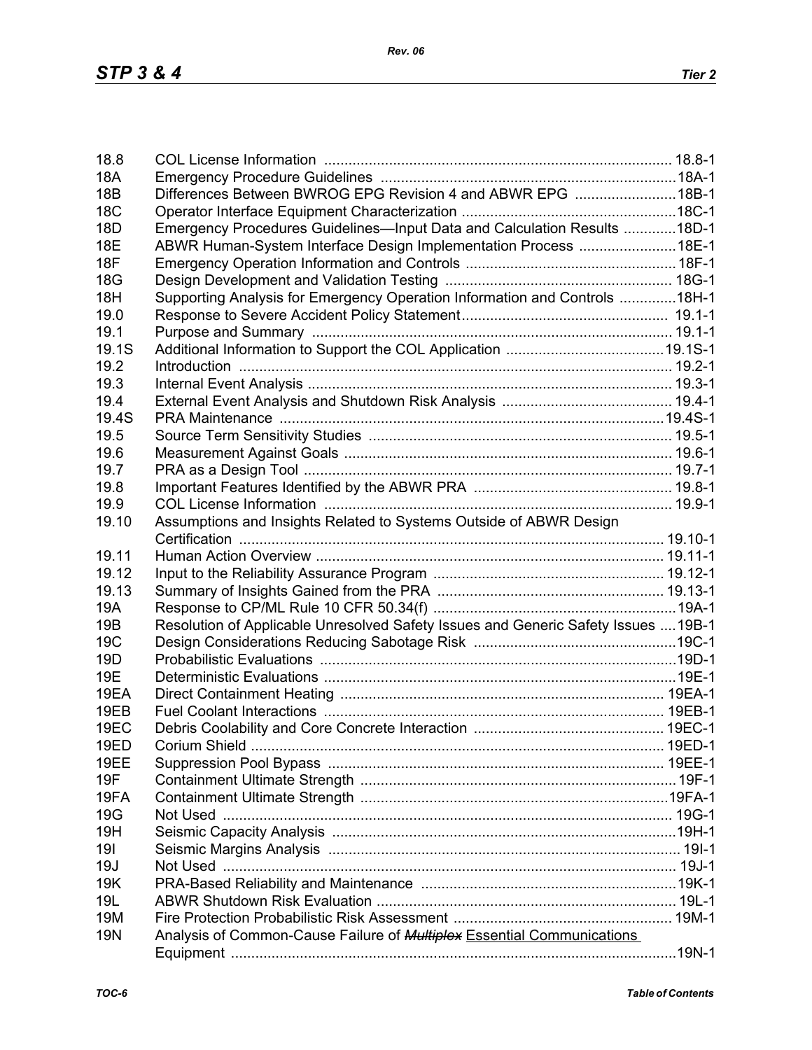| | | |
|---|---|---|
| 18.8 | COL License Information | 18.8-1 |
| 18A | Emergency Procedure Guidelines | 18A-1 |
| 18B | Differences Between BWROG EPG Revision 4 and ABWR EPG | 18B-1 |
| 18C | Operator Interface Equipment Characterization | 18C-1 |
| 18D | Emergency Procedures Guidelines—Input Data and Calculation Results | 18D-1 |
| 18E | ABWR Human-System Interface Design Implementation Process | 18E-1 |
| 18F | Emergency Operation Information and Controls | 18F-1 |
| 18G | Design Development and Validation Testing | 18G-1 |
| 18H | Supporting Analysis for Emergency Operation Information and Controls | 18H-1 |
| 19.0 | Response to Severe Accident Policy Statement | 19.1-1 |
| 19.1 | Purpose and Summary | 19.1-1 |
| 19.1S | Additional Information to Support the COL Application | 19.1S-1 |
| 19.2 | Introduction | 19.2-1 |
| 19.3 | Internal Event Analysis | 19.3-1 |
| 19.4 | External Event Analysis and Shutdown Risk Analysis | 19.4-1 |
| 19.4S | PRA Maintenance | 19.4S-1 |
| 19.5 | Source Term Sensitivity Studies | 19.5-1 |
| 19.6 | Measurement Against Goals | 19.6-1 |
| 19.7 | PRA as a Design Tool | 19.7-1 |
| 19.8 | Important Features Identified by the ABWR PRA | 19.8-1 |
| 19.9 | COL License Information | 19.9-1 |
| 19.10 | Assumptions and Insights Related to Systems Outside of ABWR Design Certification | 19.10-1 |
| 19.11 | Human Action Overview | 19.11-1 |
| 19.12 | Input to the Reliability Assurance Program | 19.12-1 |
| 19.13 | Summary of Insights Gained from the PRA | 19.13-1 |
| 19A | Response to CP/ML Rule 10 CFR 50.34(f) | 19A-1 |
| 19B | Resolution of Applicable Unresolved Safety Issues and Generic Safety Issues | 19B-1 |
| 19C | Design Considerations Reducing Sabotage Risk | 19C-1 |
| 19D | Probabilistic Evaluations | 19D-1 |
| 19E | Deterministic Evaluations | 19E-1 |
| 19EA | Direct Containment Heating | 19EA-1 |
| 19EB | Fuel Coolant Interactions | 19EB-1 |
| 19EC | Debris Coolability and Core Concrete Interaction | 19EC-1 |
| 19ED | Corium Shield | 19ED-1 |
| 19EE | Suppression Pool Bypass | 19EE-1 |
| 19F | Containment Ultimate Strength | 19F-1 |
| 19FA | Containment Ultimate Strength | 19FA-1 |
| 19G | Not Used | 19G-1 |
| 19H | Seismic Capacity Analysis | 19H-1 |
| 19I | Seismic Margins Analysis | 19I-1 |
| 19J | Not Used | 19J-1 |
| 19K | PRA-Based Reliability and Maintenance | 19K-1 |
| 19L | ABWR Shutdown Risk Evaluation | 19L-1 |
| 19M | Fire Protection Probabilistic Risk Assessment | 19M-1 |
| 19N | Analysis of Common-Cause Failure of ~~*Multiplex*~~ Essential Communications Equipment | 19N-1 |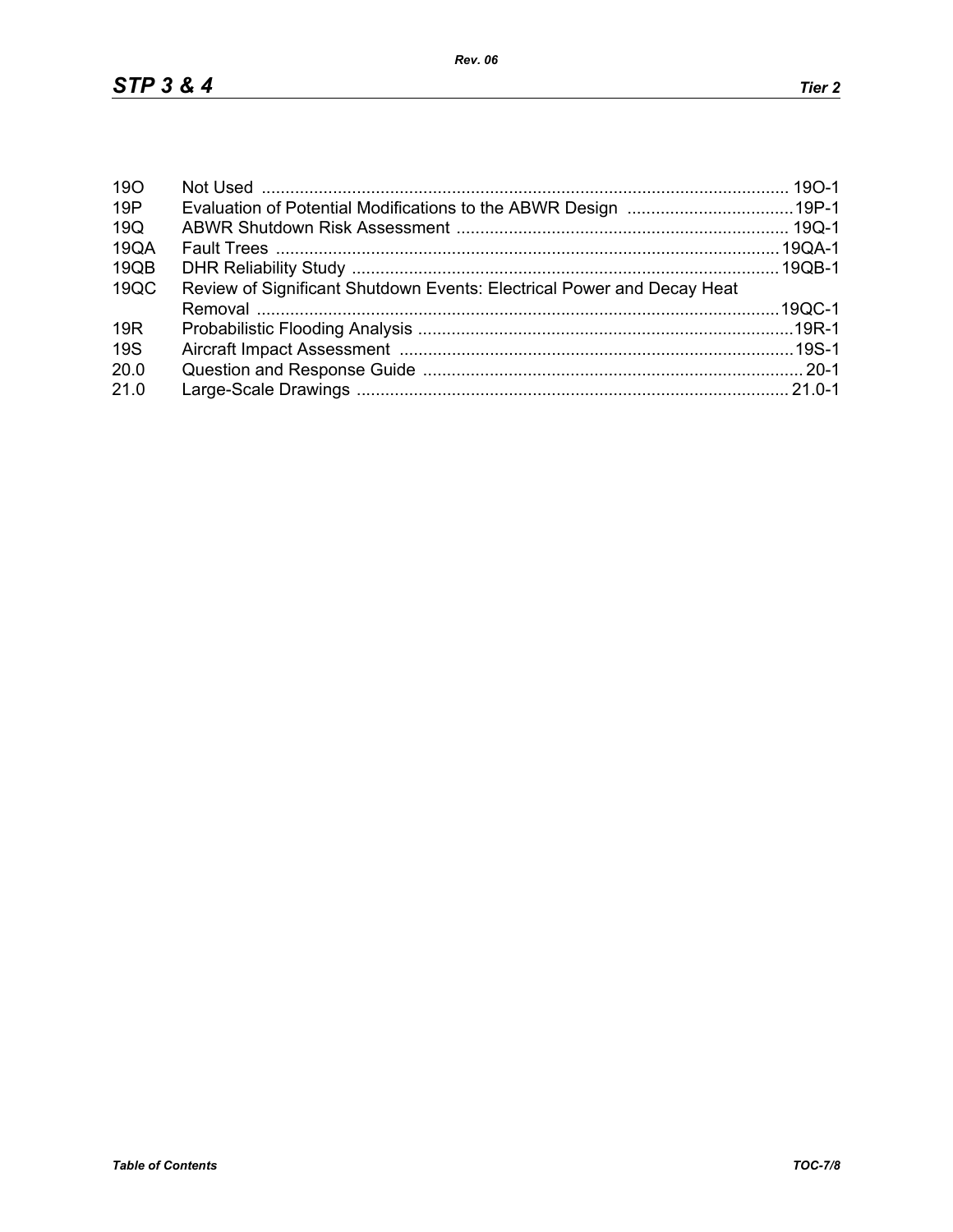| | | |
|---|---|---|
| 19O | Not Used | 19O-1 |
| 19P | Evaluation of Potential Modifications to the ABWR Design | 19P-1 |
| 19Q | ABWR Shutdown Risk Assessment | 19Q-1 |
| 19QA | Fault Trees | 19QA-1 |
| 19QB | DHR Reliability Study | 19QB-1 |
| 19QC | Review of Significant Shutdown Events: Electrical Power and Decay Heat Removal | 19QC-1 |
| 19R | Probabilistic Flooding Analysis | 19R-1 |
| 19S | Aircraft Impact Assessment | 19S-1 |
| 20.0 | Question and Response Guide | 20-1 |
| 21.0 | Large-Scale Drawings | 21.0-1 |